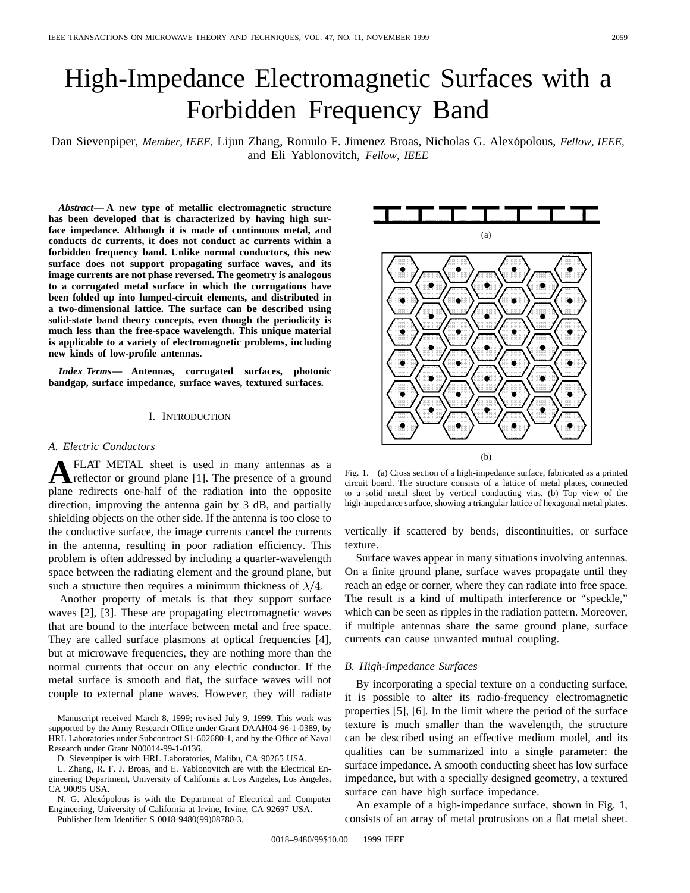# High-Impedance Electromagnetic Surfaces with a Forbidden Frequency Band

Dan Sievenpiper, *Member, IEEE,* Lijun Zhang, Romulo F. Jimenez Broas, Nicholas G. Alexópolous, *Fellow, IEEE,* and Eli Yablonovitch, *Fellow, IEEE*

***Abstract*— A new type of metallic electromagnetic structure has been developed that is characterized by having high surface impedance. Although it is made of continuous metal, and conducts dc currents, it does not conduct ac currents within a forbidden frequency band. Unlike normal conductors, this new surface does not support propagating surface waves, and its image currents are not phase reversed. The geometry is analogous to a corrugated metal surface in which the corrugations have been folded up into lumped-circuit elements, and distributed in a two-dimensional lattice. The surface can be described using solid-state band theory concepts, even though the periodicity is much less than the free-space wavelength. This unique material is applicable to a variety of electromagnetic problems, including new kinds of low-profile antennas.**

***Index Terms*— Antennas, corrugated surfaces, photonic bandgap, surface impedance, surface waves, textured surfaces.**

## I. Introduction

### *A. Electric Conductors*

A FLAT METAL sheet is used in many antennas as a reflector or ground plane [1]. The presence of a ground plane redirects one-half of the radiation into the opposite direction, improving the antenna gain by 3 dB, and partially shielding objects on the other side. If the antenna is too close to the conductive surface, the image currents cancel the currents in the antenna, resulting in poor radiation efficiency. This problem is often addressed by including a quarter-wavelength space between the radiating element and the ground plane, but such a structure then requires a minimum thickness of $\lambda/4$.

Another property of metals is that they support surface waves [2], [3]. These are propagating electromagnetic waves that are bound to the interface between metal and free space. They are called surface plasmons at optical frequencies [4], but at microwave frequencies, they are nothing more than the normal currents that occur on any electric conductor. If the metal surface is smooth and flat, the surface waves will not couple to external plane waves. However, they will radiate vertically if scattered by bends, discontinuities, or surface texture.

Surface waves appear in many situations involving antennas. On a finite ground plane, surface waves propagate until they reach an edge or corner, where they can radiate into free space. The result is a kind of multipath interference or "speckle," which can be seen as ripples in the radiation pattern. Moreover, if multiple antennas share the same ground plane, surface currents can cause unwanted mutual coupling.

Fig. 1. (a) Cross section of a high-impedance surface, fabricated as a printed circuit board. The structure consists of a lattice of metal plates, connected to a solid metal sheet by vertical conducting vias. (b) Top view of the high-impedance surface, showing a triangular lattice of hexagonal metal plates.

### *B. High-Impedance Surfaces*

By incorporating a special texture on a conducting surface, it is possible to alter its radio-frequency electromagnetic properties [5], [6]. In the limit where the period of the surface texture is much smaller than the wavelength, the structure can be described using an effective medium model, and its qualities can be summarized into a single parameter: the surface impedance. A smooth conducting sheet has low surface impedance, but with a specially designed geometry, a textured surface can have high surface impedance.

An example of a high-impedance surface, shown in Fig. 1, consists of an array of metal protrusions on a flat metal sheet.

Manuscript received March 8, 1999; revised July 9, 1999. This work was supported by the Army Research Office under Grant DAAH04-96-1-0389, by HRL Laboratories under Subcontract S1-602680-1, and by the Office of Naval Research under Grant N00014-99-1-0136.

D. Sievenpiper is with HRL Laboratories, Malibu, CA 90265 USA.

L. Zhang, R. F. J. Broas, and E. Yablonovitch are with the Electrical Engineering Department, University of California at Los Angeles, Los Angeles, CA 90095 USA.

N. G. Alexópolous is with the Department of Electrical and Computer Engineering, University of California at Irvine, Irvine, CA 92697 USA.

Publisher Item Identifier S 0018-9480(99)08780-3.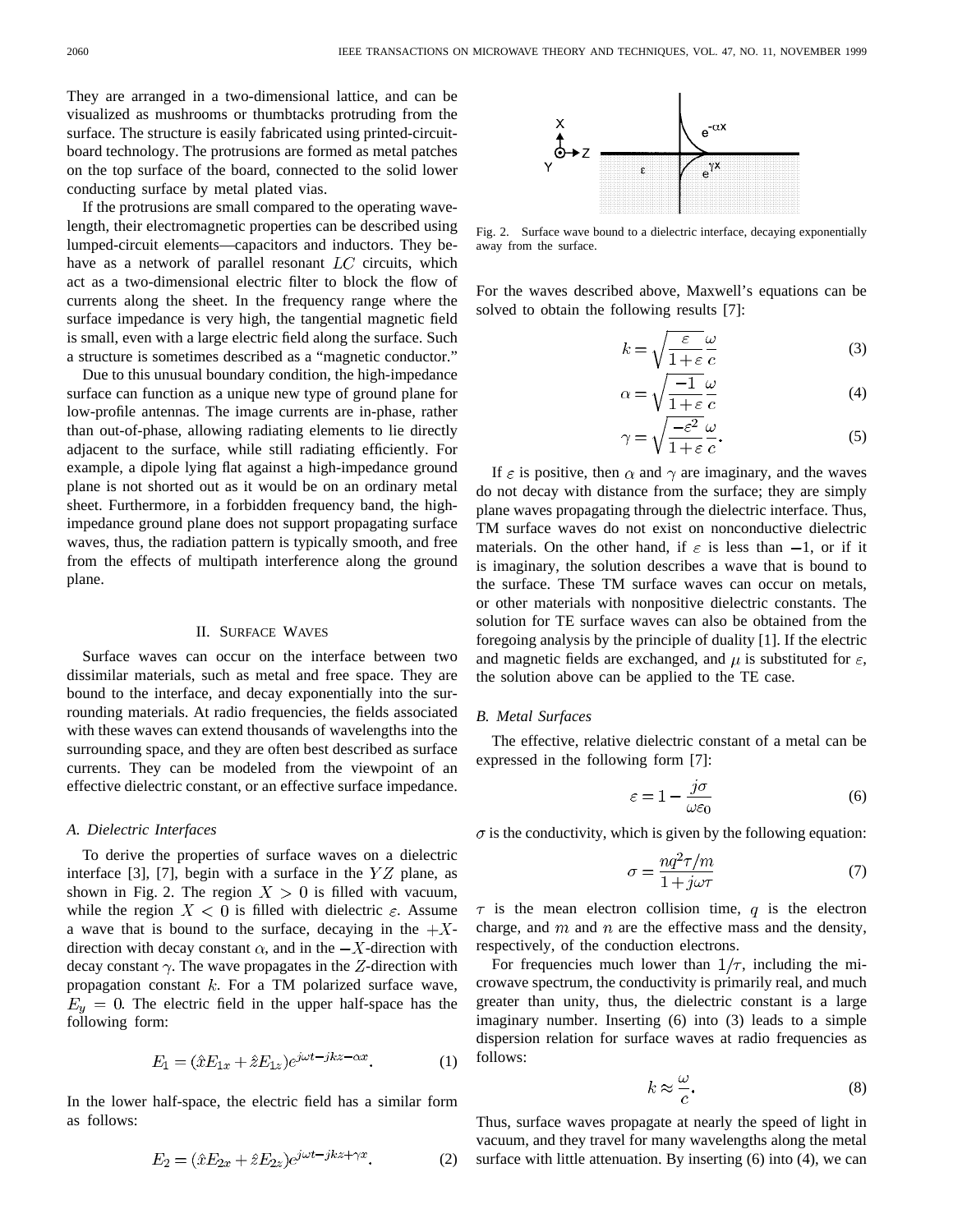They are arranged in a two-dimensional lattice, and can be visualized as mushrooms or thumbtacks protruding from the surface. The structure is easily fabricated using printed-circuit-board technology. The protrusions are formed as metal patches on the top surface of the board, connected to the solid lower conducting surface by metal plated vias.

If the protrusions are small compared to the operating wavelength, their electromagnetic properties can be described using lumped-circuit elements—capacitors and inductors. They behave as a network of parallel resonant $LC$ circuits, which act as a two-dimensional electric filter to block the flow of currents along the sheet. In the frequency range where the surface impedance is very high, the tangential magnetic field is small, even with a large electric field along the surface. Such a structure is sometimes described as a "magnetic conductor."

Due to this unusual boundary condition, the high-impedance surface can function as a unique new type of ground plane for low-profile antennas. The image currents are in-phase, rather than out-of-phase, allowing radiating elements to lie directly adjacent to the surface, while still radiating efficiently. For example, a dipole lying flat against a high-impedance ground plane is not shorted out as it would be on an ordinary metal sheet. Furthermore, in a forbidden frequency band, the high-impedance ground plane does not support propagating surface waves, thus, the radiation pattern is typically smooth, and free from the effects of multipath interference along the ground plane.

## II. Surface Waves

Surface waves can occur on the interface between two dissimilar materials, such as metal and free space. They are bound to the interface, and decay exponentially into the surrounding materials. At radio frequencies, the fields associated with these waves can extend thousands of wavelengths into the surrounding space, and they are often best described as surface currents. They can be modeled from the viewpoint of an effective dielectric constant, or an effective surface impedance.

### A. Dielectric Interfaces

To derive the properties of surface waves on a dielectric interface [3], [7], begin with a surface in the $YZ$ plane, as shown in Fig. 2. The region $X > 0$ is filled with vacuum, while the region $X < 0$ is filled with dielectric $\varepsilon$. Assume a wave that is bound to the surface, decaying in the $+X$-direction with decay constant $\alpha$, and in the $-X$-direction with decay constant $\gamma$. The wave propagates in the $Z$-direction with propagation constant $k$. For a TM polarized surface wave, $E_y = 0$. The electric field in the upper half-space has the following form:

$$E_1 = (\hat{x}E_{1x} + \hat{z}E_{1z})e^{j\omega t - jkz - \alpha x}. \tag{1}$$

In the lower half-space, the electric field has a similar form as follows:

$$E_2 = (\hat{x}E_{2x} + \hat{z}E_{2z})e^{j\omega t - jkz + \gamma x}. \tag{2}$$

X
Y
Z
$e^{-\alpha x}$
$e^{\gamma x}$
ε

Fig. 2. Surface wave bound to a dielectric interface, decaying exponentially away from the surface.

For the waves described above, Maxwell's equations can be solved to obtain the following results [7]:

$$k = \sqrt{\frac{\varepsilon}{1+\varepsilon}}\frac{\omega}{c} \tag{3}$$

$$\alpha = \sqrt{\frac{-1}{1+\varepsilon}}\frac{\omega}{c} \tag{4}$$

$$\gamma = \sqrt{\frac{-\varepsilon^2}{1+\varepsilon}}\frac{\omega}{c}. \tag{5}$$

If $\varepsilon$ is positive, then $\alpha$ and $\gamma$ are imaginary, and the waves do not decay with distance from the surface; they are simply plane waves propagating through the dielectric interface. Thus, TM surface waves do not exist on nonconductive dielectric materials. On the other hand, if $\varepsilon$ is less than $-1$, or if it is imaginary, the solution describes a wave that is bound to the surface. These TM surface waves can occur on metals, or other materials with nonpositive dielectric constants. The solution for TE surface waves can also be obtained from the foregoing analysis by the principle of duality [1]. If the electric and magnetic fields are exchanged, and $\mu$ is substituted for $\varepsilon$, the solution above can be applied to the TE case.

### B. Metal Surfaces

The effective, relative dielectric constant of a metal can be expressed in the following form [7]:

$$\varepsilon = 1 - \frac{j\sigma}{\omega\varepsilon_0} \tag{6}$$

$\sigma$ is the conductivity, which is given by the following equation:

$$\sigma = \frac{nq^2\tau/m}{1 + j\omega\tau} \tag{7}$$

$\tau$ is the mean electron collision time, $q$ is the electron charge, and $m$ and $n$ are the effective mass and the density, respectively, of the conduction electrons.

For frequencies much lower than $1/\tau$, including the microwave spectrum, the conductivity is primarily real, and much greater than unity, thus, the dielectric constant is a large imaginary number. Inserting (6) into (3) leads to a simple dispersion relation for surface waves at radio frequencies as follows:

$$k \approx \frac{\omega}{c}. \tag{8}$$

Thus, surface waves propagate at nearly the speed of light in vacuum, and they travel for many wavelengths along the metal surface with little attenuation. By inserting (6) into (4), we can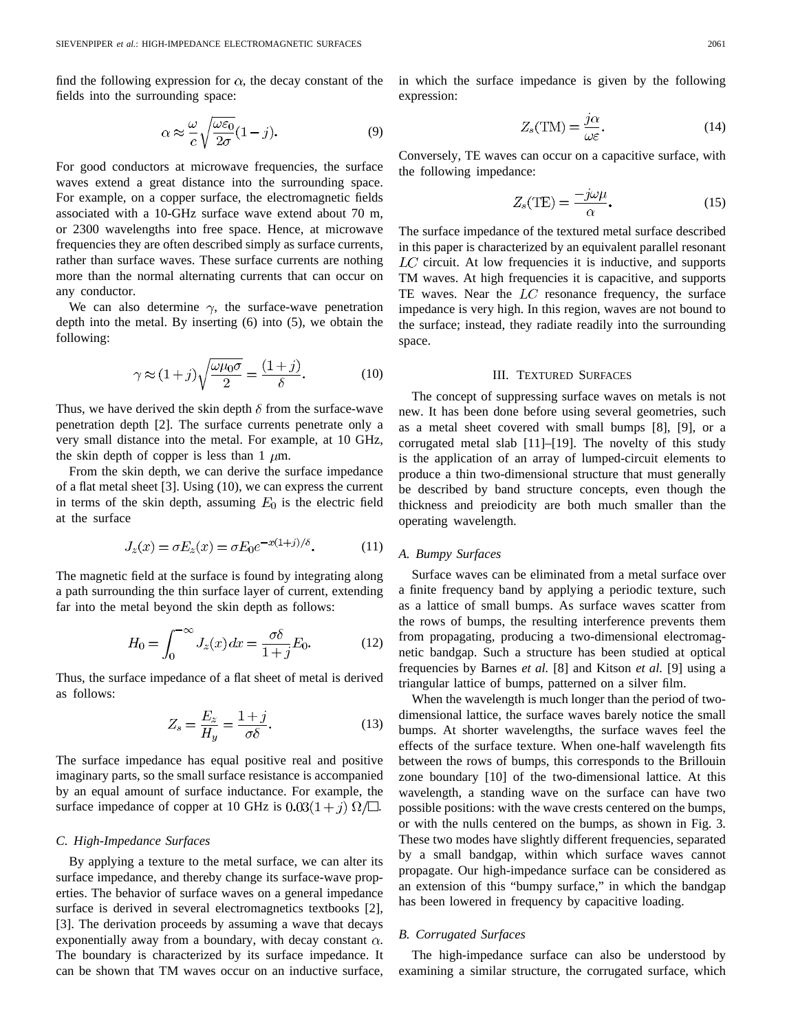find the following expression for $\alpha$, the decay constant of the fields into the surrounding space:

$$\alpha \approx \frac{\omega}{c}\sqrt{\frac{\omega\varepsilon_0}{2\sigma}}(1-j). \tag{9}$$

For good conductors at microwave frequencies, the surface waves extend a great distance into the surrounding space. For example, on a copper surface, the electromagnetic fields associated with a 10-GHz surface wave extend about 70 m, or 2300 wavelengths into free space. Hence, at microwave frequencies they are often described simply as surface currents, rather than surface waves. These surface currents are nothing more than the normal alternating currents that can occur on any conductor.

We can also determine $\gamma$, the surface-wave penetration depth into the metal. By inserting (6) into (5), we obtain the following:

$$\gamma \approx (1+j)\sqrt{\frac{\omega\mu_0\sigma}{2}} = \frac{(1+j)}{\delta}. \tag{10}$$

Thus, we have derived the skin depth $\delta$ from the surface-wave penetration depth [2]. The surface currents penetrate only a very small distance into the metal. For example, at 10 GHz, the skin depth of copper is less than 1 $\mu$m.

From the skin depth, we can derive the surface impedance of a flat metal sheet [3]. Using (10), we can express the current in terms of the skin depth, assuming $E_0$ is the electric field at the surface

$$J_z(x) = \sigma E_z(x) = \sigma E_0 e^{-x(1+j)/\delta}. \tag{11}$$

The magnetic field at the surface is found by integrating along a path surrounding the thin surface layer of current, extending far into the metal beyond the skin depth as follows:

$$H_0 = \int_0^{-\infty} J_z(x)\,dx = \frac{\sigma\delta}{1+j}E_0. \tag{12}$$

Thus, the surface impedance of a flat sheet of metal is derived as follows:

$$Z_s = \frac{E_z}{H_y} = \frac{1+j}{\sigma\delta}. \tag{13}$$

The surface impedance has equal positive real and positive imaginary parts, so the small surface resistance is accompanied by an equal amount of surface inductance. For example, the surface impedance of copper at 10 GHz is $0.03(1+j)\ \Omega/\Box$.

### C. High-Impedance Surfaces

By applying a texture to the metal surface, we can alter its surface impedance, and thereby change its surface-wave properties. The behavior of surface waves on a general impedance surface is derived in several electromagnetics textbooks [2], [3]. The derivation proceeds by assuming a wave that decays exponentially away from a boundary, with decay constant $\alpha$. The boundary is characterized by its surface impedance. It can be shown that TM waves occur on an inductive surface, in which the surface impedance is given by the following expression:

$$Z_s(\text{TM}) = \frac{j\alpha}{\omega\varepsilon}. \tag{14}$$

Conversely, TE waves can occur on a capacitive surface, with the following impedance:

$$Z_s(\text{TE}) = \frac{-j\omega\mu}{\alpha}. \tag{15}$$

The surface impedance of the textured metal surface described in this paper is characterized by an equivalent parallel resonant $LC$ circuit. At low frequencies it is inductive, and supports TM waves. At high frequencies it is capacitive, and supports TE waves. Near the $LC$ resonance frequency, the surface impedance is very high. In this region, waves are not bound to the surface; instead, they radiate readily into the surrounding space.

## III. Textured Surfaces

The concept of suppressing surface waves on metals is not new. It has been done before using several geometries, such as a metal sheet covered with small bumps [8], [9], or a corrugated metal slab [11]–[19]. The novelty of this study is the application of an array of lumped-circuit elements to produce a thin two-dimensional structure that must generally be described by band structure concepts, even though the thickness and preiodicity are both much smaller than the operating wavelength.

### A. Bumpy Surfaces

Surface waves can be eliminated from a metal surface over a finite frequency band by applying a periodic texture, such as a lattice of small bumps. As surface waves scatter from the rows of bumps, the resulting interference prevents them from propagating, producing a two-dimensional electromagnetic bandgap. Such a structure has been studied at optical frequencies by Barnes *et al.* [8] and Kitson *et al.* [9] using a triangular lattice of bumps, patterned on a silver film.

When the wavelength is much longer than the period of two-dimensional lattice, the surface waves barely notice the small bumps. At shorter wavelengths, the surface waves feel the effects of the surface texture. When one-half wavelength fits between the rows of bumps, this corresponds to the Brillouin zone boundary [10] of the two-dimensional lattice. At this wavelength, a standing wave on the surface can have two possible positions: with the wave crests centered on the bumps, or with the nulls centered on the bumps, as shown in Fig. 3. These two modes have slightly different frequencies, separated by a small bandgap, within which surface waves cannot propagate. Our high-impedance surface can be considered as an extension of this "bumpy surface," in which the bandgap has been lowered in frequency by capacitive loading.

### B. Corrugated Surfaces

The high-impedance surface can also be understood by examining a similar structure, the corrugated surface, which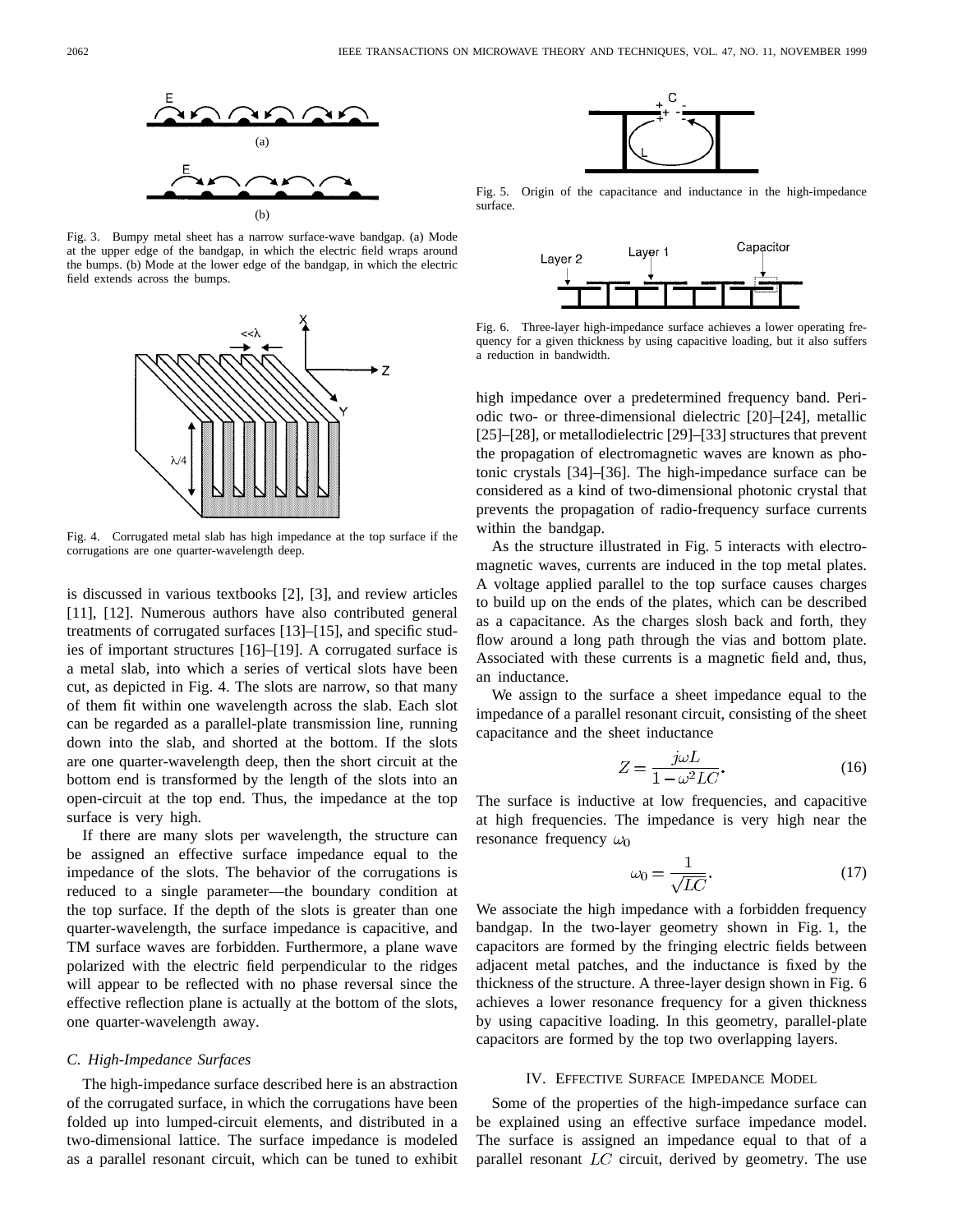(a)

(b)

Fig. 3. Bumpy metal sheet has a narrow surface-wave bandgap. (a) Mode at the upper edge of the bandgap, in which the electric field wraps around the bumps. (b) Mode at the lower edge of the bandgap, in which the electric field extends across the bumps.

Fig. 4. Corrugated metal slab has high impedance at the top surface if the corrugations are one quarter-wavelength deep.

is discussed in various textbooks [2], [3], and review articles [11], [12]. Numerous authors have also contributed general treatments of corrugated surfaces [13]–[15], and specific studies of important structures [16]–[19]. A corrugated surface is a metal slab, into which a series of vertical slots have been cut, as depicted in Fig. 4. The slots are narrow, so that many of them fit within one wavelength across the slab. Each slot can be regarded as a parallel-plate transmission line, running down into the slab, and shorted at the bottom. If the slots are one quarter-wavelength deep, then the short circuit at the bottom end is transformed by the length of the slots into an open-circuit at the top end. Thus, the impedance at the top surface is very high.

If there are many slots per wavelength, the structure can be assigned an effective surface impedance equal to the impedance of the slots. The behavior of the corrugations is reduced to a single parameter—the boundary condition at the top surface. If the depth of the slots is greater than one quarter-wavelength, the surface impedance is capacitive, and TM surface waves are forbidden. Furthermore, a plane wave polarized with the electric field perpendicular to the ridges will appear to be reflected with no phase reversal since the effective reflection plane is actually at the bottom of the slots, one quarter-wavelength away.

### C. High-Impedance Surfaces

The high-impedance surface described here is an abstraction of the corrugated surface, in which the corrugations have been folded up into lumped-circuit elements, and distributed in a two-dimensional lattice. The surface impedance is modeled as a parallel resonant circuit, which can be tuned to exhibit high impedance over a predetermined frequency band. Periodic two- or three-dimensional dielectric [20]–[24], metallic [25]–[28], or metallodielectric [29]–[33] structures that prevent the propagation of electromagnetic waves are known as photonic crystals [34]–[36]. The high-impedance surface can be considered as a kind of two-dimensional photonic crystal that prevents the propagation of radio-frequency surface currents within the bandgap.

Fig. 5. Origin of the capacitance and inductance in the high-impedance surface.

Fig. 6. Three-layer high-impedance surface achieves a lower operating frequency for a given thickness by using capacitive loading, but it also suffers a reduction in bandwidth.

As the structure illustrated in Fig. 5 interacts with electromagnetic waves, currents are induced in the top metal plates. A voltage applied parallel to the top surface causes charges to build up on the ends of the plates, which can be described as a capacitance. As the charges slosh back and forth, they flow around a long path through the vias and bottom plate. Associated with these currents is a magnetic field and, thus, an inductance.

We assign to the surface a sheet impedance equal to the impedance of a parallel resonant circuit, consisting of the sheet capacitance and the sheet inductance

$$Z = \frac{j\omega L}{1 - \omega^2 LC}. \tag{16}$$

The surface is inductive at low frequencies, and capacitive at high frequencies. The impedance is very high near the resonance frequency $\omega_0$

$$\omega_0 = \frac{1}{\sqrt{LC}}. \tag{17}$$

We associate the high impedance with a forbidden frequency bandgap. In the two-layer geometry shown in Fig. 1, the capacitors are formed by the fringing electric fields between adjacent metal patches, and the inductance is fixed by the thickness of the structure. A three-layer design shown in Fig. 6 achieves a lower resonance frequency for a given thickness by using capacitive loading. In this geometry, parallel-plate capacitors are formed by the top two overlapping layers.

## IV. Effective Surface Impedance Model

Some of the properties of the high-impedance surface can be explained using an effective surface impedance model. The surface is assigned an impedance equal to that of a parallel resonant $LC$ circuit, derived by geometry. The use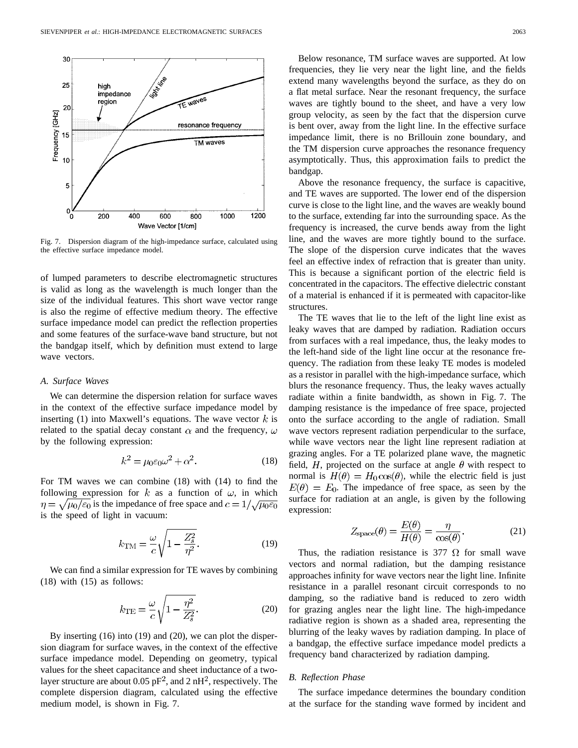30
25
20
15
10
5
0
0
200
400
600
800
1000
1200
Frequency [GHz]
Wave Vector [1/cm]
high impedance region
light line
TE waves
resonance frequency
TM waves

Fig. 7. Dispersion diagram of the high-impedance surface, calculated using the effective surface impedance model.

of lumped parameters to describe electromagnetic structures is valid as long as the wavelength is much longer than the size of the individual features. This short wave vector range is also the regime of effective medium theory. The effective surface impedance model can predict the reflection properties and some features of the surface-wave band structure, but not the bandgap itself, which by definition must extend to large wave vectors.

### *A. Surface Waves*

We can determine the dispersion relation for surface waves in the context of the effective surface impedance model by inserting (1) into Maxwell's equations. The wave vector $k$ is related to the spatial decay constant $\alpha$ and the frequency, $\omega$ by the following expression:

$$k^2 = \mu_0 \varepsilon_0 \omega^2 + \alpha^2. \tag{18}$$

For TM waves we can combine (18) with (14) to find the following expression for $k$ as a function of $\omega$, in which $\eta = \sqrt{\mu_0/\varepsilon_0}$ is the impedance of free space and $c = 1/\sqrt{\mu_0 \varepsilon_0}$ is the speed of light in vacuum:

$$k_{\text{TM}} = \frac{\omega}{c}\sqrt{1 - \frac{Z_s^2}{\eta^2}}. \tag{19}$$

We can find a similar expression for TE waves by combining (18) with (15) as follows:

$$k_{\text{TE}} = \frac{\omega}{c}\sqrt{1 - \frac{\eta^2}{Z_s^2}}. \tag{20}$$

By inserting (16) into (19) and (20), we can plot the dispersion diagram for surface waves, in the context of the effective surface impedance model. Depending on geometry, typical values for the sheet capacitance and sheet inductance of a two-layer structure are about 0.05 $\text{pF}^2$, and 2 $\text{nH}^2$, respectively. The complete dispersion diagram, calculated using the effective medium model, is shown in Fig. 7.

Below resonance, TM surface waves are supported. At low frequencies, they lie very near the light line, and the fields extend many wavelengths beyond the surface, as they do on a flat metal surface. Near the resonant frequency, the surface waves are tightly bound to the sheet, and have a very low group velocity, as seen by the fact that the dispersion curve is bent over, away from the light line. In the effective surface impedance limit, there is no Brillouin zone boundary, and the TM dispersion curve approaches the resonance frequency asymptotically. Thus, this approximation fails to predict the bandgap.

Above the resonance frequency, the surface is capacitive, and TE waves are supported. The lower end of the dispersion curve is close to the light line, and the waves are weakly bound to the surface, extending far into the surrounding space. As the frequency is increased, the curve bends away from the light line, and the waves are more tightly bound to the surface. The slope of the dispersion curve indicates that the waves feel an effective index of refraction that is greater than unity. This is because a significant portion of the electric field is concentrated in the capacitors. The effective dielectric constant of a material is enhanced if it is permeated with capacitor-like structures.

The TE waves that lie to the left of the light line exist as leaky waves that are damped by radiation. Radiation occurs from surfaces with a real impedance, thus, the leaky modes to the left-hand side of the light line occur at the resonance frequency. The radiation from these leaky TE modes is modeled as a resistor in parallel with the high-impedance surface, which blurs the resonance frequency. Thus, the leaky waves actually radiate within a finite bandwidth, as shown in Fig. 7. The damping resistance is the impedance of free space, projected onto the surface according to the angle of radiation. Small wave vectors represent radiation perpendicular to the surface, while wave vectors near the light line represent radiation at grazing angles. For a TE polarized plane wave, the magnetic field, $H$, projected on the surface at angle $\theta$ with respect to normal is $H(\theta) = H_0 \cos(\theta)$, while the electric field is just $E(\theta) = E_0$. The impedance of free space, as seen by the surface for radiation at an angle, is given by the following expression:

$$Z_{\text{space}}(\theta) = \frac{E(\theta)}{H(\theta)} = \frac{\eta}{\cos(\theta)}. \tag{21}$$

Thus, the radiation resistance is 377 $\Omega$ for small wave vectors and normal radiation, but the damping resistance approaches infinity for wave vectors near the light line. Infinite resistance in a parallel resonant circuit corresponds to no damping, so the radiative band is reduced to zero width for grazing angles near the light line. The high-impedance radiative region is shown as a shaded area, representing the blurring of the leaky waves by radiation damping. In place of a bandgap, the effective surface impedance model predicts a frequency band characterized by radiation damping.

### *B. Reflection Phase*

The surface impedance determines the boundary condition at the surface for the standing wave formed by incident and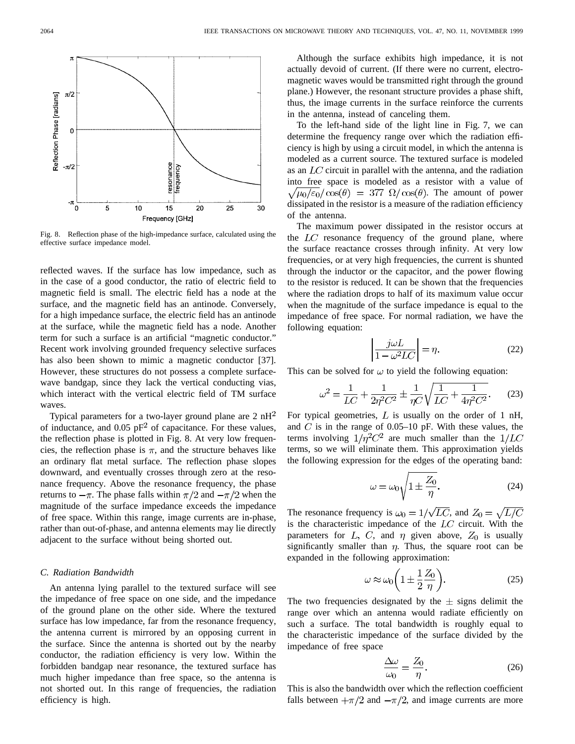Fig. 8. Reflection phase of the high-impedance surface, calculated using the effective surface impedance model.

reflected waves. If the surface has low impedance, such as in the case of a good conductor, the ratio of electric field to magnetic field is small. The electric field has a node at the surface, and the magnetic field has an antinode. Conversely, for a high impedance surface, the electric field has an antinode at the surface, while the magnetic field has a node. Another term for such a surface is an artificial "magnetic conductor." Recent work involving grounded frequency selective surfaces has also been shown to mimic a magnetic conductor [37]. However, these structures do not possess a complete surface-wave bandgap, since they lack the vertical conducting vias, which interact with the vertical electric field of TM surface waves.

Typical parameters for a two-layer ground plane are 2 $\text{nH}^2$ of inductance, and 0.05 $\text{pF}^2$ of capacitance. For these values, the reflection phase is plotted in Fig. 8. At very low frequencies, the reflection phase is $\pi$, and the structure behaves like an ordinary flat metal surface. The reflection phase slopes downward, and eventually crosses through zero at the resonance frequency. Above the resonance frequency, the phase returns to $-\pi$. The phase falls within $\pi/2$ and $-\pi/2$ when the magnitude of the surface impedance exceeds the impedance of free space. Within this range, image currents are in-phase, rather than out-of-phase, and antenna elements may lie directly adjacent to the surface without being shorted out.

### C. Radiation Bandwidth

An antenna lying parallel to the textured surface will see the impedance of free space on one side, and the impedance of the ground plane on the other side. Where the textured surface has low impedance, far from the resonance frequency, the antenna current is mirrored by an opposing current in the surface. Since the antenna is shorted out by the nearby conductor, the radiation efficiency is very low. Within the forbidden bandgap near resonance, the textured surface has much higher impedance than free space, so the antenna is not shorted out. In this range of frequencies, the radiation efficiency is high.

Although the surface exhibits high impedance, it is not actually devoid of current. (If there were no current, electromagnetic waves would be transmitted right through the ground plane.) However, the resonant structure provides a phase shift, thus, the image currents in the surface reinforce the currents in the antenna, instead of canceling them.

To the left-hand side of the light line in Fig. 7, we can determine the frequency range over which the radiation efficiency is high by using a circuit model, in which the antenna is modeled as a current source. The textured surface is modeled as an $LC$ circuit in parallel with the antenna, and the radiation into free space is modeled as a resistor with a value of $\sqrt{\mu_0/\varepsilon_0}/\cos(\theta) = 377\ \Omega/\cos(\theta)$. The amount of power dissipated in the resistor is a measure of the radiation efficiency of the antenna.

The maximum power dissipated in the resistor occurs at the $LC$ resonance frequency of the ground plane, where the surface reactance crosses through infinity. At very low frequencies, or at very high frequencies, the current is shunted through the inductor or the capacitor, and the power flowing to the resistor is reduced. It can be shown that the frequencies where the radiation drops to half of its maximum value occur when the magnitude of the surface impedance is equal to the impedance of free space. For normal radiation, we have the following equation:

$$\left|\frac{j\omega L}{1-\omega^2 LC}\right| = \eta. \tag{22}$$

This can be solved for $\omega$ to yield the following equation:

$$\omega^2 = \frac{1}{LC} + \frac{1}{2\eta^2 C^2} \pm \frac{1}{\eta C}\sqrt{\frac{1}{LC} + \frac{1}{4\eta^2 C^2}}. \tag{23}$$

For typical geometries, $L$ is usually on the order of 1 nH, and $C$ is in the range of 0.05–10 pF. With these values, the terms involving $1/\eta^2 C^2$ are much smaller than the $1/LC$ terms, so we will eliminate them. This approximation yields the following expression for the edges of the operating band:

$$\omega = \omega_0 \sqrt{1 \pm \frac{Z_0}{\eta}}. \tag{24}$$

The resonance frequency is $\omega_0 = 1/\sqrt{LC}$, and $Z_0 = \sqrt{L/C}$ is the characteristic impedance of the $LC$ circuit. With the parameters for $L$, $C$, and $\eta$ given above, $Z_0$ is usually significantly smaller than $\eta$. Thus, the square root can be expanded in the following approximation:

$$\omega \approx \omega_0 \left(1 \pm \frac{1}{2}\frac{Z_0}{\eta}\right). \tag{25}$$

The two frequencies designated by the $\pm$ signs delimit the range over which an antenna would radiate efficiently on such a surface. The total bandwidth is roughly equal to the characteristic impedance of the surface divided by the impedance of free space

$$\frac{\Delta\omega}{\omega_0} = \frac{Z_0}{\eta}. \tag{26}$$

This is also the bandwidth over which the reflection coefficient falls between $+\pi/2$ and $-\pi/2$, and image currents are more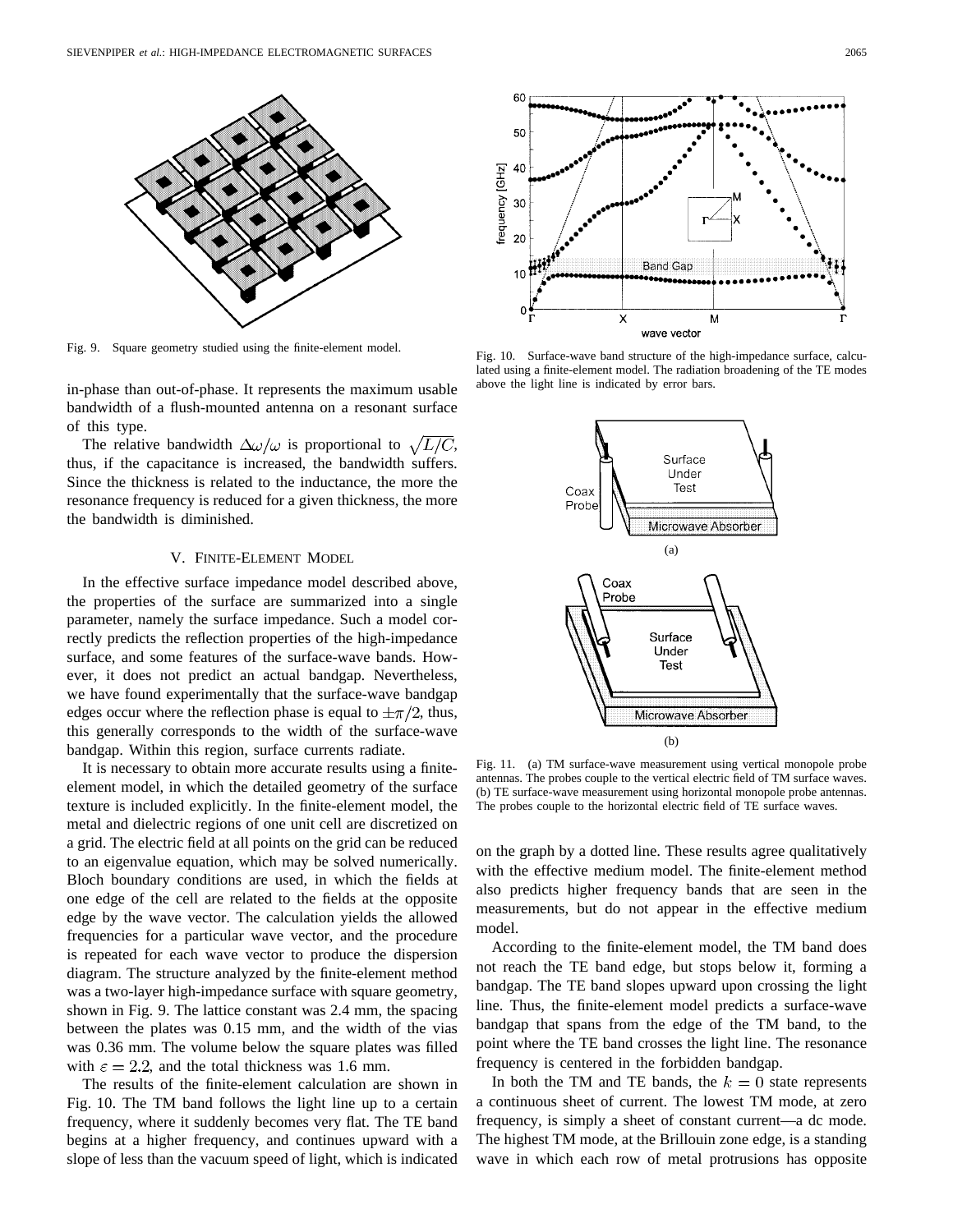Fig. 9. Square geometry studied using the finite-element model.

in-phase than out-of-phase. It represents the maximum usable bandwidth of a flush-mounted antenna on a resonant surface of this type.

The relative bandwidth $\Delta\omega/\omega$ is proportional to $\sqrt{L/C}$, thus, if the capacitance is increased, the bandwidth suffers. Since the thickness is related to the inductance, the more the resonance frequency is reduced for a given thickness, the more the bandwidth is diminished.

## V. Finite-Element Model

In the effective surface impedance model described above, the properties of the surface are summarized into a single parameter, namely the surface impedance. Such a model correctly predicts the reflection properties of the high-impedance surface, and some features of the surface-wave bands. However, it does not predict an actual bandgap. Nevertheless, we have found experimentally that the surface-wave bandgap edges occur where the reflection phase is equal to $\pm\pi/2$, thus, this generally corresponds to the width of the surface-wave bandgap. Within this region, surface currents radiate.

It is necessary to obtain more accurate results using a finite-element model, in which the detailed geometry of the surface texture is included explicitly. In the finite-element model, the metal and dielectric regions of one unit cell are discretized on a grid. The electric field at all points on the grid can be reduced to an eigenvalue equation, which may be solved numerically. Bloch boundary conditions are used, in which the fields at one edge of the cell are related to the fields at the opposite edge by the wave vector. The calculation yields the allowed frequencies for a particular wave vector, and the procedure is repeated for each wave vector to produce the dispersion diagram. The structure analyzed by the finite-element model was a two-layer high-impedance surface with square geometry, shown in Fig. 9. The lattice constant was 2.4 mm, the spacing between the plates was 0.15 mm, and the width of the vias was 0.36 mm. The volume below the square plates was filled with $\varepsilon = 2.2$, and the total thickness was 1.6 mm.

The results of the finite-element calculation are shown in Fig. 10. The TM band follows the light line up to a certain frequency, where it suddenly becomes very flat. The TE band begins at a higher frequency, and continues upward with a slope of less than the vacuum speed of light, which is indicated

frequency [GHz]
60
50
40
30
20
10
0
Band Gap
M
Γ
X
Γ X M Γ
wave vector

Fig. 10. Surface-wave band structure of the high-impedance surface, calculated using a finite-element model. The radiation broadening of the TE modes above the light line is indicated by error bars.

Surface Under Test
Coax Probe
Microwave Absorber
(a)

Coax Probe
Surface Under Test
Microwave Absorber
(b)

Fig. 11. (a) TM surface-wave measurement using vertical monopole probe antennas. The probes couple to the vertical electric field of TM surface waves. (b) TE surface-wave measurement using horizontal monopole probe antennas. The probes couple to the horizontal electric field of TE surface waves.

on the graph by a dotted line. These results agree qualitatively with the effective medium model. The finite-element method also predicts higher frequency bands that are seen in the measurements, but do not appear in the effective medium model.

According to the finite-element model, the TM band does not reach the TE band edge, but stops below it, forming a bandgap. The TE band slopes upward upon crossing the light line. Thus, the finite-element model predicts a surface-wave bandgap that spans from the edge of the TM band, to the point where the TE band crosses the light line. The resonance frequency is centered in the forbidden bandgap.

In both the TM and TE bands, the $k = 0$ state represents a continuous sheet of current. The lowest TM mode, at zero frequency, is simply a sheet of constant current—a dc mode. The highest TM mode, at the Brillouin zone edge, is a standing wave in which each row of metal protrusions has opposite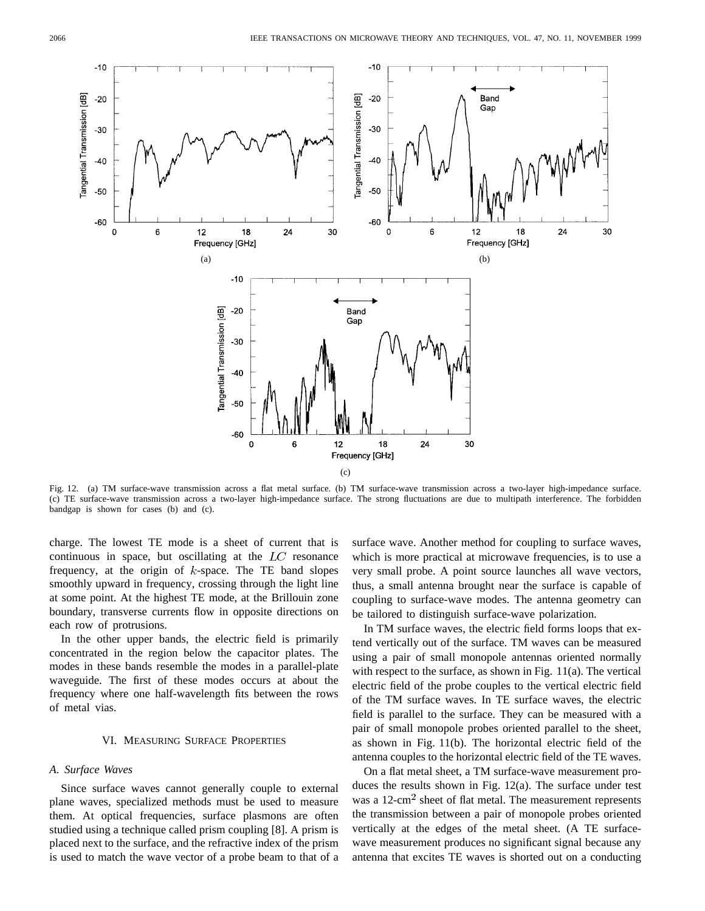-10
-20
-30
-40
-50
-60
Tangential Transmission [dB]
0 6 12 18 24 30
Frequency [GHz]

(a)

-10
-20
-30
-40
-50
-60
Tangential Transmission [dB]
Band Gap
0 6 12 18 24 30
Frequency [GHz]

(b)

-10
-20
-30
-40
-50
-60
Tangential Transmission [dB]
Band Gap
0 6 12 18 24 30
Frequency [GHz]

(c)

Fig. 12. (a) TM surface-wave transmission across a flat metal surface. (b) TM surface-wave transmission across a two-layer high-impedance surface. (c) TE surface-wave transmission across a two-layer high-impedance surface. The strong fluctuations are due to multipath interference. The forbidden bandgap is shown for cases (b) and (c).

charge. The lowest TE mode is a sheet of current that is continuous in space, but oscillating at the $LC$ resonance frequency, at the origin of $k$-space. The TE band slopes smoothly upward in frequency, crossing through the light line at some point. At the highest TE mode, at the Brillouin zone boundary, transverse currents flow in opposite directions on each row of protrusions.

In the other upper bands, the electric field is primarily concentrated in the region below the capacitor plates. The modes in these bands resemble the modes in a parallel-plate waveguide. The first of these modes occurs at about the frequency where one half-wavelength fits between the rows of metal vias.

## VI. Measuring Surface Properties

### A. Surface Waves

Since surface waves cannot generally couple to external plane waves, specialized methods must be used to measure them. At optical frequencies, surface plasmons are often studied using a technique called prism coupling [8]. A prism is placed next to the surface, and the refractive index of the prism is used to match the wave vector of a probe beam to that of a surface wave. Another method for coupling to surface waves, which is more practical at microwave frequencies, is to use a very small probe. A point source launches all wave vectors, thus, a small antenna brought near the surface is capable of coupling to surface-wave modes. The antenna geometry can be tailored to distinguish surface-wave polarization.

In TM surface waves, the electric field forms loops that extend vertically out of the surface. TM waves can be measured using a pair of small monopole antennas oriented normally with respect to the surface, as shown in Fig. 11(a). The vertical electric field of the probe couples to the vertical electric field of the TM surface waves. In TE surface waves, the electric field is parallel to the surface. They can be measured with a pair of small monopole probes oriented parallel to the sheet, as shown in Fig. 11(b). The horizontal electric field of the antenna couples to the horizontal electric field of the TE waves.

On a flat metal sheet, a TM surface-wave measurement produces the results shown in Fig. 12(a). The surface under test was a 12-cm$^2$ sheet of flat metal. The measurement represents the transmission between a pair of monopole probes oriented vertically at the edges of the metal sheet. (A TE surface-wave measurement produces no significant signal because any antenna that excites TE waves is shorted out on a conducting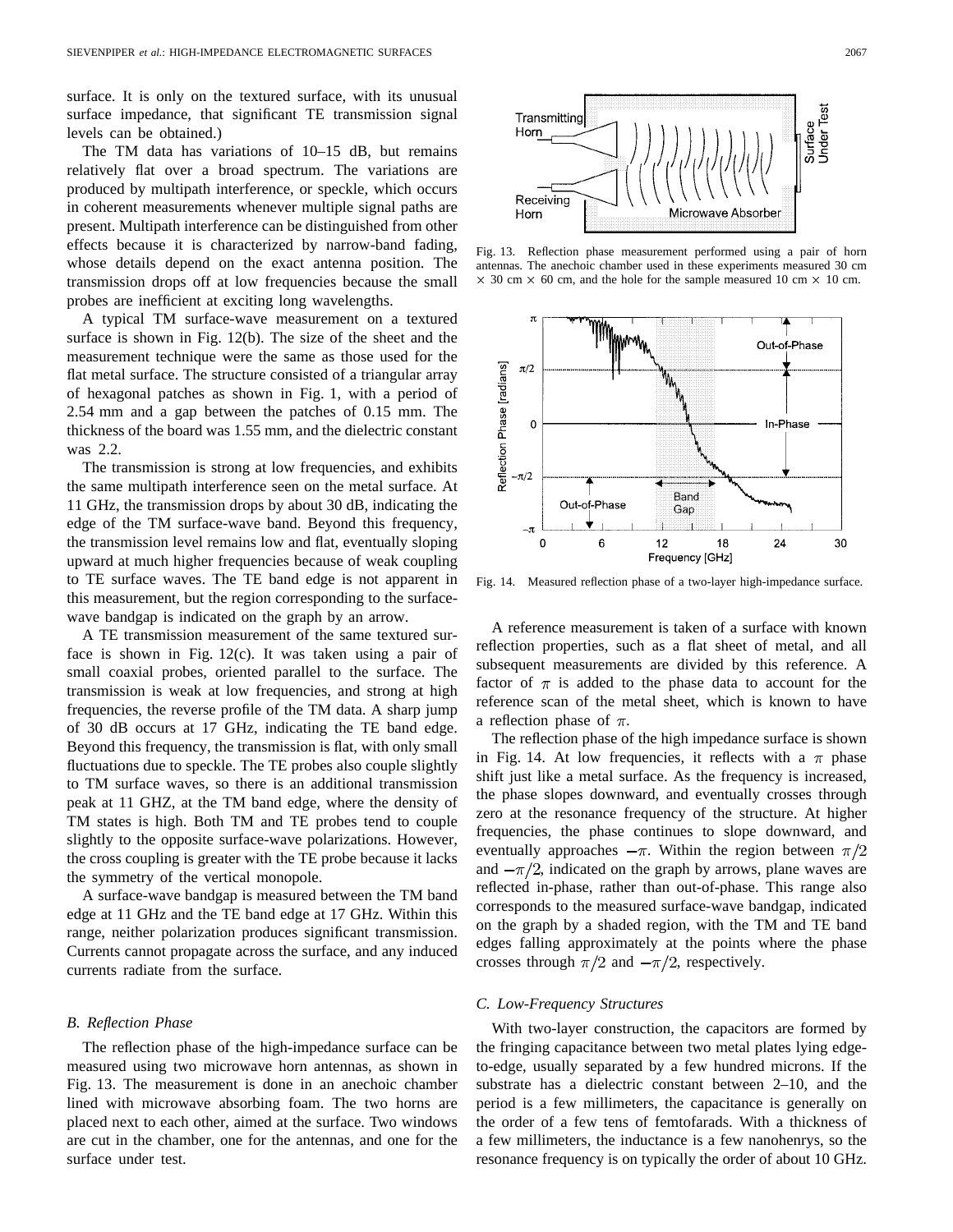surface. It is only on the textured surface, with its unusual surface impedance, that significant TE transmission signal levels can be obtained.)

The TM data has variations of 10–15 dB, but remains relatively flat over a broad spectrum. The variations are produced by multipath interference, or speckle, which occurs in coherent measurements whenever multiple signal paths are present. Multipath interference can be distinguished from other effects because it is characterized by narrow-band fading, whose details depend on the exact antenna position. The transmission drops off at low frequencies because the small probes are inefficient at exciting long wavelengths.

A typical TM surface-wave measurement on a textured surface is shown in Fig. 12(b). The size of the sheet and the measurement technique were the same as those used for the flat metal surface. The structure consisted of a triangular array of hexagonal patches as shown in Fig. 1, with a period of 2.54 mm and a gap between the patches of 0.15 mm. The thickness of the board was 1.55 mm, and the dielectric constant was 2.2.

The transmission is strong at low frequencies, and exhibits the same multipath interference seen on the metal surface. At 11 GHz, the transmission drops by about 30 dB, indicating the edge of the TM surface-wave band. Beyond this frequency, the transmission level remains low and flat, eventually sloping upward at much higher frequencies because of weak coupling to TE surface waves. The TE band edge is not apparent in this measurement, but the region corresponding to the surface-wave bandgap is indicated on the graph by an arrow.

A TE transmission measurement of the same textured surface is shown in Fig. 12(c). It was taken using a pair of small coaxial probes, oriented parallel to the surface. The transmission is weak at low frequencies, and strong at high frequencies, the reverse profile of the TM data. A sharp jump of 30 dB occurs at 17 GHz, indicating the TE band edge. Beyond this frequency, the transmission is flat, with only small fluctuations due to speckle. The TE probes also couple slightly to TM surface waves, so there is an additional transmission peak at 11 GHZ, at the TM band edge, where the density of TM states is high. Both TM and TE probes tend to couple slightly to the opposite surface-wave polarizations. However, the cross coupling is greater with the TE probe because it lacks the symmetry of the vertical monopole.

A surface-wave bandgap is measured between the TM band edge at 11 GHz and the TE band edge at 17 GHz. Within this range, neither polarization produces significant transmission. Currents cannot propagate across the surface, and any induced currents radiate from the surface.

### *B. Reflection Phase*

The reflection phase of the high-impedance surface can be measured using two microwave horn antennas, as shown in Fig. 13. The measurement is done in an anechoic chamber lined with microwave absorbing foam. The two horns are placed next to each other, aimed at the surface. Two windows are cut in the chamber, one for the antennas, and one for the surface under test.

Fig. 13. Reflection phase measurement performed using a pair of horn antennas. The anechoic chamber used in these experiments measured 30 cm $\times$ 30 cm $\times$ 60 cm, and the hole for the sample measured 10 cm $\times$ 10 cm.

Fig. 14. Measured reflection phase of a two-layer high-impedance surface.

A reference measurement is taken of a surface with known reflection properties, such as a flat sheet of metal, and all subsequent measurements are divided by this reference. A factor of $\pi$ is added to the phase data to account for the reference scan of the metal sheet, which is known to have a reflection phase of $\pi$.

The reflection phase of the high impedance surface is shown in Fig. 14. At low frequencies, it reflects with a $\pi$ phase shift just like a metal surface. As the frequency is increased, the phase slopes downward, and eventually crosses through zero at the resonance frequency of the structure. At higher frequencies, the phase continues to slope downward, and eventually approaches $-\pi$. Within the region between $\pi/2$ and $-\pi/2$, indicated on the graph by arrows, plane waves are reflected in-phase, rather than out-of-phase. This range also corresponds to the measured surface-wave bandgap, indicated on the graph by a shaded region, with the TM and TE band edges falling approximately at the points where the phase crosses through $\pi/2$ and $-\pi/2$, respectively.

### *C. Low-Frequency Structures*

With two-layer construction, the capacitors are formed by the fringing capacitance between two metal plates lying edge-to-edge, usually separated by a few hundred microns. If the substrate has a dielectric constant between 2–10, and the period is a few millimeters, the capacitance is generally on the order of a few tens of femtofarads. With a thickness of a few millimeters, the inductance is a few nanohenrys, so the resonance frequency is on typically the order of about 10 GHz.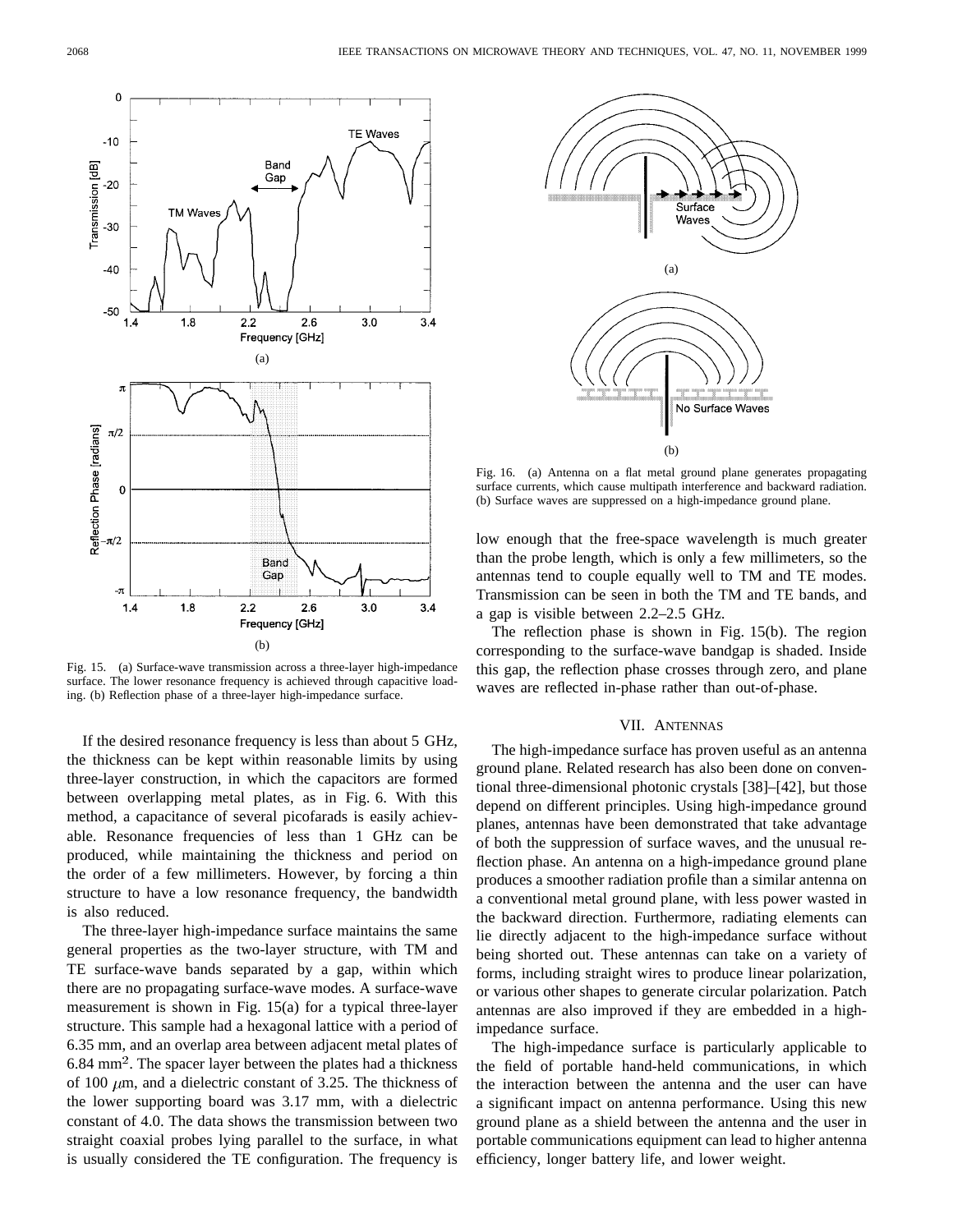Fig. 15. (a) Surface-wave transmission across a three-layer high-impedance surface. The lower resonance frequency is achieved through capacitive loading. (b) Reflection phase of a three-layer high-impedance surface.

If the desired resonance frequency is less than about 5 GHz, the thickness can be kept within reasonable limits by using three-layer construction, in which the capacitors are formed between overlapping metal plates, as in Fig. 6. With this method, a capacitance of several picofarads is easily achievable. Resonance frequencies of less than 1 GHz can be produced, while maintaining the thickness and period on the order of a few millimeters. However, by forcing a thin structure to have a low resonance frequency, the bandwidth is also reduced.

The three-layer high-impedance surface maintains the same general properties as the two-layer structure, with TM and TE surface-wave bands separated by a gap, within which there are no propagating surface-wave modes. A surface-wave measurement is shown in Fig. 15(a) for a typical three-layer structure. This sample had a hexagonal lattice with a period of 6.35 mm, and an overlap area between adjacent metal plates of 6.84 $\text{mm}^2$. The spacer layer between the plates had a thickness of 100 $\mu$m, and a dielectric constant of 3.25. The thickness of the lower supporting board was 3.17 mm, with a dielectric constant of 4.0. The data shows the transmission between two straight coaxial probes lying parallel to the surface, in what is usually considered the TE configuration. The frequency is low enough that the free-space wavelength is much greater than the probe length, which is only a few millimeters, so the antennas tend to couple equally well to TM and TE modes. Transmission can be seen in both the TM and TE bands, and a gap is visible between 2.2–2.5 GHz.

The reflection phase is shown in Fig. 15(b). The region corresponding to the surface-wave bandgap is shaded. Inside this gap, the reflection phase crosses through zero, and plane waves are reflected in-phase rather than out-of-phase.

Fig. 16. (a) Antenna on a flat metal ground plane generates propagating surface currents, which cause multipath interference and backward radiation. (b) Surface waves are suppressed on a high-impedance ground plane.

## VII. ANTENNAS

The high-impedance surface has proven useful as an antenna ground plane. Related research has also been done on conventional three-dimensional photonic crystals [38]–[42], but those depend on different principles. Using high-impedance ground planes, antennas have been demonstrated that take advantage of both the suppression of surface waves, and the unusual reflection phase. An antenna on a high-impedance ground plane produces a smoother radiation profile than a similar antenna on a conventional metal ground plane, with less power wasted in the backward direction. Furthermore, radiating elements can lie directly adjacent to the high-impedance surface without being shorted out. These antennas can take on a variety of forms, including straight wires to produce linear polarization, or various other shapes to generate circular polarization. Patch antennas are also improved if they are embedded in a high-impedance surface.

The high-impedance surface is particularly applicable to the field of portable hand-held communications, in which the interaction between the antenna and the user can have a significant impact on antenna performance. Using this new ground plane as a shield between the antenna and the user in portable communications equipment can lead to higher antenna efficiency, longer battery life, and lower weight.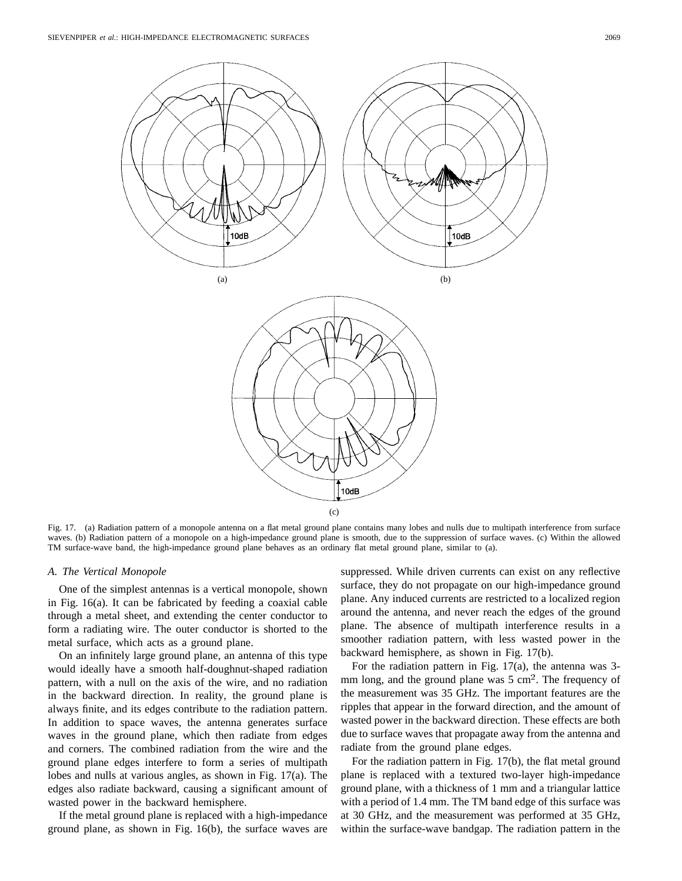10dB

(a)

10dB

(b)

10dB

(c)

Fig. 17. (a) Radiation pattern of a monopole antenna on a flat metal ground plane contains many lobes and nulls due to multipath interference from surface waves. (b) Radiation pattern of a monopole on a high-impedance ground plane is smooth, due to the suppression of surface waves. (c) Within the allowed TM surface-wave band, the high-impedance ground plane behaves as an ordinary flat metal ground plane, similar to (a).

### *A. The Vertical Monopole*

One of the simplest antennas is a vertical monopole, shown in Fig. 16(a). It can be fabricated by feeding a coaxial cable through a metal sheet, and extending the center conductor to form a radiating wire. The outer conductor is shorted to the metal surface, which acts as a ground plane.

On an infinitely large ground plane, an antenna of this type would ideally have a smooth half-doughnut-shaped radiation pattern, with a null on the axis of the wire, and no radiation in the backward direction. In reality, the ground plane is always finite, and its edges contribute to the radiation pattern. In addition to space waves, the antenna generates surface waves in the ground plane, which then radiate from edges and corners. The combined radiation from the wire and the ground plane edges interfere to form a series of multipath lobes and nulls at various angles, as shown in Fig. 17(a). The edges also radiate backward, causing a significant amount of wasted power in the backward hemisphere.

If the metal ground plane is replaced with a high-impedance ground plane, as shown in Fig. 16(b), the surface waves are suppressed. While driven currents can exist on any reflective surface, they do not propagate on our high-impedance ground plane. Any induced currents are restricted to a localized region around the antenna, and never reach the edges of the ground plane. The absence of multipath interference results in a smoother radiation pattern, with less wasted power in the backward hemisphere, as shown in Fig. 17(b).

For the radiation pattern in Fig. 17(a), the antenna was 3-mm long, and the ground plane was 5 $cm^2$. The frequency of the measurement was 35 GHz. The important features are the ripples that appear in the forward direction, and the amount of wasted power in the backward direction. These effects are both due to surface waves that propagate away from the antenna and radiate from the ground plane edges.

For the radiation pattern in Fig. 17(b), the flat metal ground plane is replaced with a textured two-layer high-impedance ground plane, with a thickness of 1 mm and a triangular lattice with a period of 1.4 mm. The TM band edge of this surface was at 30 GHz, and the measurement was performed at 35 GHz, within the surface-wave bandgap. The radiation pattern in the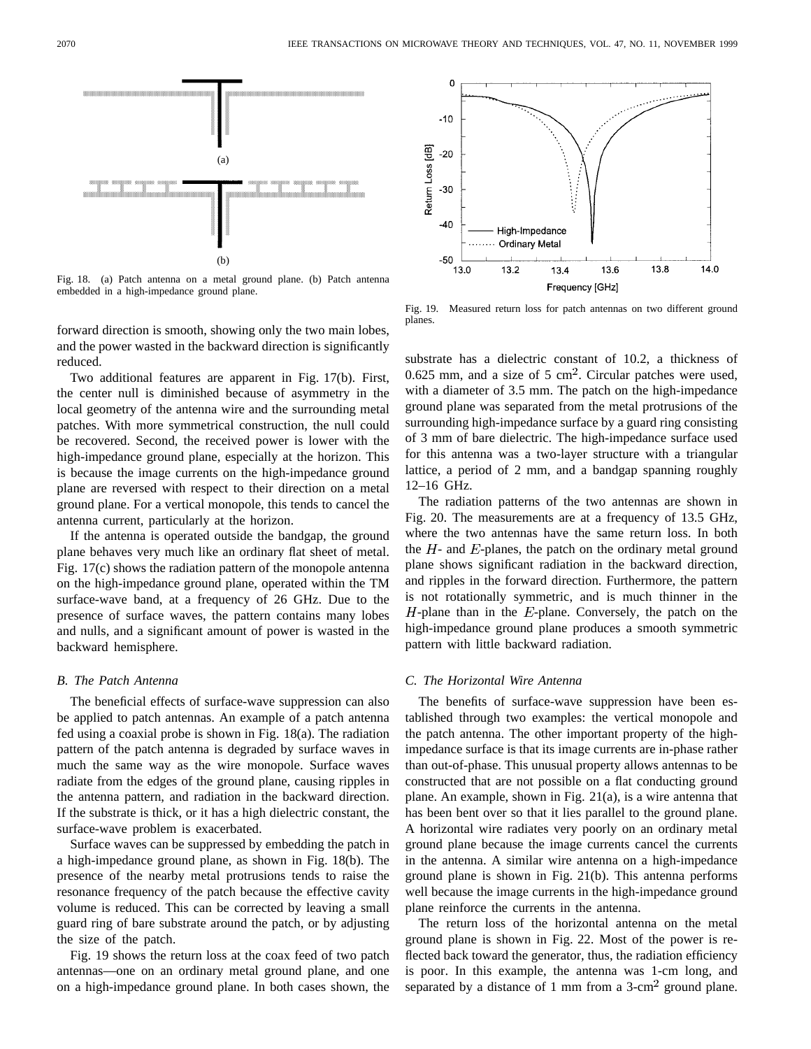Fig. 18. (a) Patch antenna on a metal ground plane. (b) Patch antenna embedded in a high-impedance ground plane.

Fig. 19. Measured return loss for patch antennas on two different ground planes.

forward direction is smooth, showing only the two main lobes, and the power wasted in the backward direction is significantly reduced.

Two additional features are apparent in Fig. 17(b). First, the center null is diminished because of asymmetry in the local geometry of the antenna wire and the surrounding metal patches. With more symmetrical construction, the null could be recovered. Second, the received power is lower with the high-impedance ground plane, especially at the horizon. This is because the image currents on the high-impedance ground plane are reversed with respect to their direction on a metal ground plane. For a vertical monopole, this tends to cancel the antenna current, particularly at the horizon.

If the antenna is operated outside the bandgap, the ground plane behaves very much like an ordinary flat sheet of metal. Fig. 17(c) shows the radiation pattern of the monopole antenna on the high-impedance ground plane, operated within the TM surface-wave band, at a frequency of 26 GHz. Due to the presence of surface waves, the pattern contains many lobes and nulls, and a significant amount of power is wasted in the backward hemisphere.

### *B. The Patch Antenna*

The beneficial effects of surface-wave suppression can also be applied to patch antennas. An example of a patch antenna fed using a coaxial probe is shown in Fig. 18(a). The radiation pattern of the patch antenna is degraded by surface waves in much the same way as the wire monopole. Surface waves radiate from the edges of the ground plane, causing ripples in the antenna pattern, and radiation in the backward direction. If the substrate is thick, or it has a high dielectric constant, the surface-wave problem is exacerbated.

Surface waves can be suppressed by embedding the patch in a high-impedance ground plane, as shown in Fig. 18(b). The presence of the nearby metal protrusions tends to raise the resonance frequency of the patch because the effective cavity volume is reduced. This can be corrected by leaving a small guard ring of bare substrate around the patch, or by adjusting the size of the patch.

Fig. 19 shows the return loss at the coax feed of two patch antennas—one on an ordinary metal ground plane, and one on a high-impedance ground plane. In both cases shown, the substrate has a dielectric constant of 10.2, a thickness of 0.625 mm, and a size of 5 $cm^2$. Circular patches were used, with a diameter of 3.5 mm. The patch on the high-impedance ground plane was separated from the metal protrusions of the surrounding high-impedance surface by a guard ring consisting of 3 mm of bare dielectric. The high-impedance surface used for this antenna was a two-layer structure with a triangular lattice, a period of 2 mm, and a bandgap spanning roughly 12–16 GHz.

The radiation patterns of the two antennas are shown in Fig. 20. The measurements are at a frequency of 13.5 GHz, where the two antennas have the same return loss. In both the $H$- and $E$-planes, the patch on the ordinary metal ground plane shows significant radiation in the backward direction, and ripples in the forward direction. Furthermore, the pattern is not rotationally symmetric, and is much thinner in the $H$-plane than in the $E$-plane. Conversely, the patch on the high-impedance ground plane produces a smooth symmetric pattern with little backward radiation.

### *C. The Horizontal Wire Antenna*

The benefits of surface-wave suppression have been established through two examples: the vertical monopole and the patch antenna. The other important property of the high-impedance surface is that its image currents are in-phase rather than out-of-phase. This unusual property allows antennas to be constructed that are not possible on a flat conducting ground plane. An example, shown in Fig. 21(a), is a wire antenna that has been bent over so that it lies parallel to the ground plane. A horizontal wire radiates very poorly on an ordinary metal ground plane because the image currents cancel the currents in the antenna. A similar wire antenna on a high-impedance ground plane is shown in Fig. 21(b). This antenna performs well because the image currents in the high-impedance ground plane reinforce the currents in the antenna.

The return loss of the horizontal antenna on the metal ground plane is shown in Fig. 22. Most of the power is reflected back toward the generator, thus, the radiation efficiency is poor. In this example, the antenna was 1-cm long, and separated by a distance of 1 mm from a 3-$cm^2$ ground plane.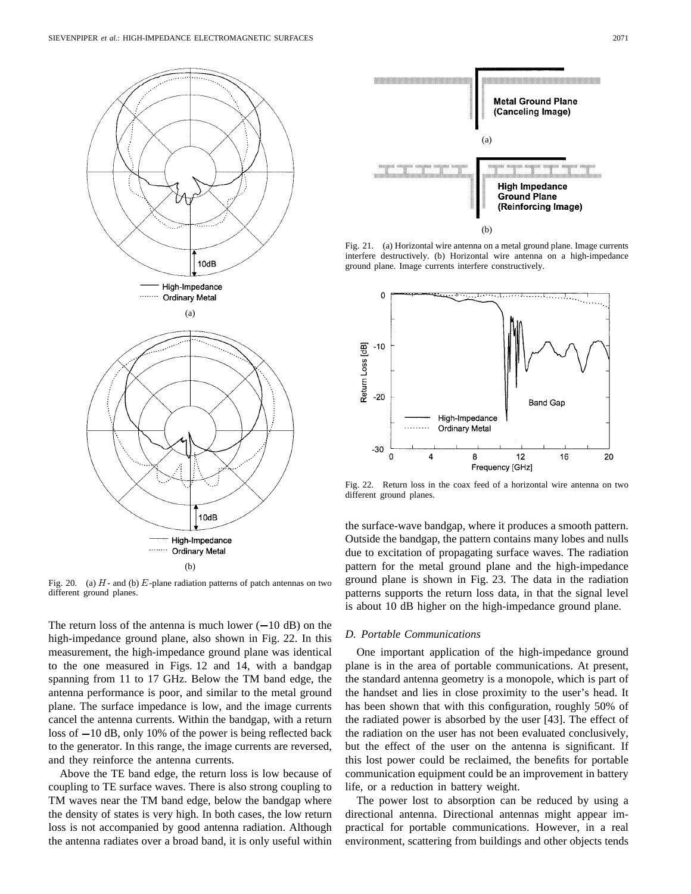10dB

High-Impedance

Ordinary Metal

(a)

10dB

High-Impedance

Ordinary Metal

(b)

Fig. 20. (a) $H$- and (b) $E$-plane radiation patterns of patch antennas on two different ground planes.

Metal Ground Plane (Canceling Image)

(a)

High Impedance Ground Plane (Reinforcing Image)

(b)

Fig. 21. (a) Horizontal wire antenna on a metal ground plane. Image currents interfere destructively. (b) Horizontal wire antenna on a high-impedance ground plane. Image currents interfere constructively.

Return Loss [dB]

0

-10

-20

-30

Frequency [GHz]

0 4 8 12 16 20

Band Gap

High-Impedance

Ordinary Metal

Fig. 22. Return loss in the coax feed of a horizontal wire antenna on two different ground planes.

The return loss of the antenna is much lower ($-10$ dB) on the high-impedance ground plane, also shown in Fig. 22. In this measurement, the high-impedance ground plane was identical to the one measured in Figs. 12 and 14, with a bandgap spanning from 11 to 17 GHz. Below the TM band edge, the antenna performance is poor, and similar to the metal ground plane. The surface impedance is low, and the image currents cancel the antenna currents. Within the bandgap, with a return loss of $-10$ dB, only 10% of the power is being reflected back to the generator. In this range, the image currents are reversed, and they reinforce the antenna currents.

Above the TE band edge, the return loss is low because of coupling to TE surface waves. There is also strong coupling to TM waves near the TM band edge, below the bandgap where the density of states is very high. In both cases, the low return loss is not accompanied by good antenna radiation. Although the antenna radiates over a broad band, it is only useful within the surface-wave bandgap, where it produces a smooth pattern. Outside the bandgap, the pattern contains many lobes and nulls due to excitation of propagating surface waves. The radiation pattern for the metal ground plane and the high-impedance ground plane is shown in Fig. 23. The data in the radiation patterns supports the return loss data, in that the signal level is about 10 dB higher on the high-impedance ground plane.

### D. Portable Communications

One important application of the high-impedance ground plane is in the area of portable communications. At present, the standard antenna geometry is a monopole, which is part of the handset and lies in close proximity to the user's head. It has been shown that with this configuration, roughly 50% of the radiated power is absorbed by the user [43]. The effect of the radiation on the user has not been evaluated conclusively, but the effect of the user on the antenna is significant. If this lost power could be reclaimed, the benefits for portable communication equipment could be an improvement in battery life, or a reduction in battery weight.

The power lost to absorption can be reduced by using a directional antenna. Directional antennas might appear impractical for portable communications. However, in a real environment, scattering from buildings and other objects tends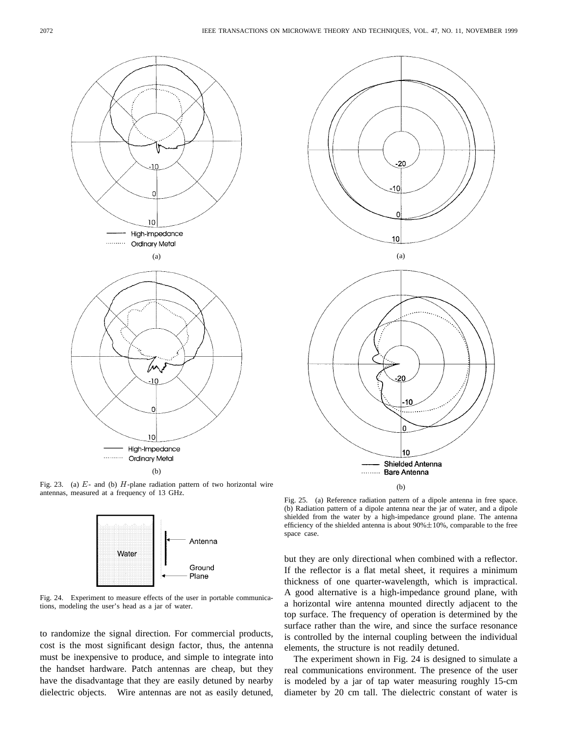Fig. 23. (a) $E$- and (b) $H$-plane radiation pattern of two horizontal wire antennas, measured at a frequency of 13 GHz.

Fig. 24. Experiment to measure effects of the user in portable communications, modeling the user's head as a jar of water.

Fig. 25. (a) Reference radiation pattern of a dipole antenna in free space. (b) Radiation pattern of a dipole antenna near the jar of water, and a dipole shielded from the water by a high-impedance ground plane. The antenna efficiency of the shielded antenna is about 90%±10%, comparable to the free space case.

to randomize the signal direction. For commercial products, cost is the most significant design factor, thus, the antenna must be inexpensive to produce, and simple to integrate into the handset hardware. Patch antennas are cheap, but they have the disadvantage that they are easily detuned by nearby dielectric objects. Wire antennas are not as easily detuned, but they are only directional when combined with a reflector. If the reflector is a flat metal sheet, it requires a minimum thickness of one quarter-wavelength, which is impractical. A good alternative is a high-impedance ground plane, with a horizontal wire antenna mounted directly adjacent to the top surface. The frequency of operation is determined by the surface rather than the wire, and since the surface resonance is controlled by the internal coupling between the individual elements, the structure is not readily detuned.

The experiment shown in Fig. 24 is designed to simulate a real communications environment. The presence of the user is modeled by a jar of tap water measuring roughly 15-cm diameter by 20 cm tall. The dielectric constant of water is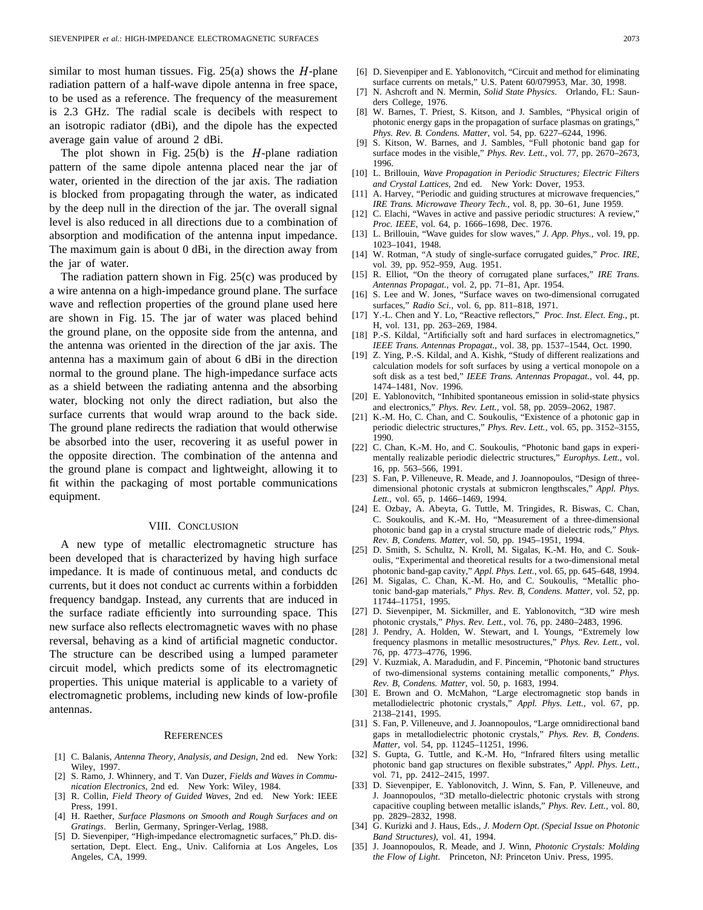similar to most human tissues. Fig. 25(a) shows the $H$-plane radiation pattern of a half-wave dipole antenna in free space, to be used as a reference. The frequency of the measurement is 2.3 GHz. The radial scale is decibels with respect to an isotropic radiator (dBi), and the dipole has the expected average gain value of around 2 dBi.

The plot shown in Fig. 25(b) is the $H$-plane radiation pattern of the same dipole antenna placed near the jar of water, oriented in the direction of the jar axis. The radiation is blocked from propagating through the water, as indicated by the deep null in the direction of the jar. The overall signal level is also reduced in all directions due to a combination of absorption and modification of the antenna input impedance. The maximum gain is about 0 dBi, in the direction away from the jar of water.

The radiation pattern shown in Fig. 25(c) was produced by a wire antenna on a high-impedance ground plane. The surface wave and reflection properties of the ground plane used here are shown in Fig. 15. The jar of water was placed behind the ground plane, on the opposite side from the antenna, and the antenna was oriented in the direction of the jar axis. The antenna has a maximum gain of about 6 dBi in the direction normal to the ground plane. The high-impedance surface acts as a shield between the radiating antenna and the absorbing water, blocking not only the direct radiation, but also the surface currents that would wrap around to the back side. The ground plane redirects the radiation that would otherwise be absorbed into the user, recovering it as useful power in the opposite direction. The combination of the antenna and the ground plane is compact and lightweight, allowing it to fit within the packaging of most portable communications equipment.

## VIII. Conclusion

A new type of metallic electromagnetic structure has been developed that is characterized by having high surface impedance. It is made of continuous metal, and conducts dc currents, but it does not conduct ac currents within a forbidden frequency bandgap. Instead, any currents that are induced in the surface radiate efficiently into surrounding space. This new surface also reflects electromagnetic waves with no phase reversal, behaving as a kind of artificial magnetic conductor. The structure can be described using a lumped parameter circuit model, which predicts some of its electromagnetic properties. This unique material is applicable to a variety of electromagnetic problems, including new kinds of low-profile antennas.

## References

[1] C. Balanis, *Antenna Theory, Analysis, and Design*, 2nd ed. New York: Wiley, 1997.

[2] S. Ramo, J. Whinnery, and T. Van Duzer, *Fields and Waves in Communication Electronics*, 2nd ed. New York: Wiley, 1984.

[3] R. Collin, *Field Theory of Guided Waves*, 2nd ed. New York: IEEE Press, 1991.

[4] H. Raether, *Surface Plasmons on Smooth and Rough Surfaces and on Gratings*. Berlin, Germany, Springer-Verlag, 1988.

[5] D. Sievenpiper, "High-impedance electromagnetic surfaces," Ph.D. dissertation, Dept. Elect. Eng., Univ. California at Los Angeles, Los Angeles, CA, 1999.

[6] D. Sievenpiper and E. Yablonovitch, "Circuit and method for eliminating surface currents on metals," U.S. Patent 60/079953, Mar. 30, 1998.

[7] N. Ashcroft and N. Mermin, *Solid State Physics*. Orlando, FL: Saunders College, 1976.

[8] W. Barnes, T. Priest, S. Kitson, and J. Sambles, "Physical origin of photonic energy gaps in the propagation of surface plasmas on gratings," *Phys. Rev. B. Condens. Matter*, vol. 54, pp. 6227–6244, 1996.

[9] S. Kitson, W. Barnes, and J. Sambles, "Full photonic band gap for surface modes in the visible," *Phys. Rev. Lett.*, vol. 77, pp. 2670–2673, 1996.

[10] L. Brillouin, *Wave Propagation in Periodic Structures; Electric Filters and Crystal Lattices*, 2nd ed. New York: Dover, 1953.

[11] A. Harvey, "Periodic and guiding structures at microwave frequencies," *IRE Trans. Microwave Theory Tech.*, vol. 8, pp. 30–61, June 1959.

[12] C. Elachi, "Waves in active and passive periodic structures: A review," *Proc. IEEE*, vol. 64, p. 1666–1698, Dec. 1976.

[13] L. Brillouin, "Wave guides for slow waves," *J. App. Phys.*, vol. 19, pp. 1023–1041, 1948.

[14] W. Rotman, "A study of single-surface corrugated guides," *Proc. IRE*, vol. 39, pp. 952–959, Aug. 1951.

[15] R. Elliot, "On the theory of corrugated plane surfaces," *IRE Trans. Antennas Propagat.*, vol. 2, pp. 71–81, Apr. 1954.

[16] S. Lee and W. Jones, "Surface waves on two-dimensional corrugated surfaces," *Radio Sci.*, vol. 6, pp. 811–818, 1971.

[17] Y.-L. Chen and Y. Lo, "Reactive reflectors," *Proc. Inst. Elect. Eng.*, pt. H, vol. 131, pp. 263–269, 1984.

[18] P.-S. Kildal, "Artificially soft and hard surfaces in electromagnetics," *IEEE Trans. Antennas Propagat.*, vol. 38, pp. 1537–1544, Oct. 1990.

[19] Z. Ying, P.-S. Kildal, and A. Kishk, "Study of different realizations and calculation models for soft surfaces by using a vertical monopole on a soft disk as a test bed," *IEEE Trans. Antennas Propagat.*, vol. 44, pp. 1474–1481, Nov. 1996.

[20] E. Yablonovitch, "Inhibited spontaneous emission in solid-state physics and electronics," *Phys. Rev. Lett.*, vol. 58, pp. 2059–2062, 1987.

[21] K.-M. Ho, C. Chan, and C. Soukoulis, "Existence of a photonic gap in periodic dielectric structures," *Phys. Rev. Lett.*, vol. 65, pp. 3152–3155, 1990.

[22] C. Chan, K.-M. Ho, and C. Soukoulis, "Photonic band gaps in experimentally realizable periodic dielectric structures," *Europhys. Lett.*, vol. 16, pp. 563–566, 1991.

[23] S. Fan, P. Villeneuve, R. Meade, and J. Joannopoulos, "Design of three-dimensional photonic crystals at submicron lengthscales," *Appl. Phys. Lett.*, vol. 65, p. 1466–1469, 1994.

[24] E. Ozbay, A. Abeyta, G. Tuttle, M. Tringides, R. Biswas, C. Chan, C. Soukoulis, and K.-M. Ho, "Measurement of a three-dimensional photonic band gap in a crystal structure made of dielectric rods," *Phys. Rev. B, Condens. Matter*, vol. 50, pp. 1945–1951, 1994.

[25] D. Smith, S. Schultz, N. Kroll, M. Sigalas, K.-M. Ho, and C. Soukoulis, "Experimental and theoretical results for a two-dimensional metal photonic band-gap cavity," *Appl. Phys. Lett.*, vol. 65, pp. 645–648, 1994.

[26] M. Sigalas, C. Chan, K.-M. Ho, and C. Soukoulis, "Metallic photonic band-gap materials," *Phys. Rev. B, Condens. Matter*, vol. 52, pp. 11744–11751, 1995.

[27] D. Sievenpiper, M. Sickmiller, and E. Yablonovitch, "3D wire mesh photonic crystals," *Phys. Rev. Lett.*, vol. 76, pp. 2480–2483, 1996.

[28] J. Pendry, A. Holden, W. Stewart, and I. Youngs, "Extremely low frequency plasmons in metallic mesostructures," *Phys. Rev. Lett.*, vol. 76, pp. 4773–4776, 1996.

[29] V. Kuzmiak, A. Maradudin, and F. Pincemin, "Photonic band structures of two-dimensional systems containing metallic components," *Phys. Rev. B, Condens. Matter*, vol. 50, p. 1683, 1994.

[30] E. Brown and O. McMahon, "Large electromagnetic stop bands in metallodielectric photonic crystals," *Appl. Phys. Lett.*, vol. 67, pp. 2138–2141, 1995.

[31] S. Fan, P. Villeneuve, and J. Joannopoulos, "Large omnidirectional band gaps in metallodielectric photonic crystals," *Phys. Rev. B, Condens. Matter*, vol. 54, pp. 11245–11251, 1996.

[32] S. Gupta, G. Tuttle, and K.-M. Ho, "Infrared filters using metallic photonic band gap structures on flexible substrates," *Appl. Phys. Lett.*, vol. 71, pp. 2412–2415, 1997.

[33] D. Sievenpiper, E. Yablonovitch, J. Winn, S. Fan, P. Villeneuve, and J. Joannopoulos, "3D metallo-dielectric photonic crystals with strong capacitive coupling between metallic islands," *Phys. Rev. Lett.*, vol. 80, pp. 2829–2832, 1998.

[34] G. Kurizki and J. Haus, Eds., *J. Modern Opt. (Special Issue on Photonic Band Structures)*, vol. 41, 1994.

[35] J. Joannopoulos, R. Meade, and J. Winn, *Photonic Crystals: Molding the Flow of Light*. Princeton, NJ: Princeton Univ. Press, 1995.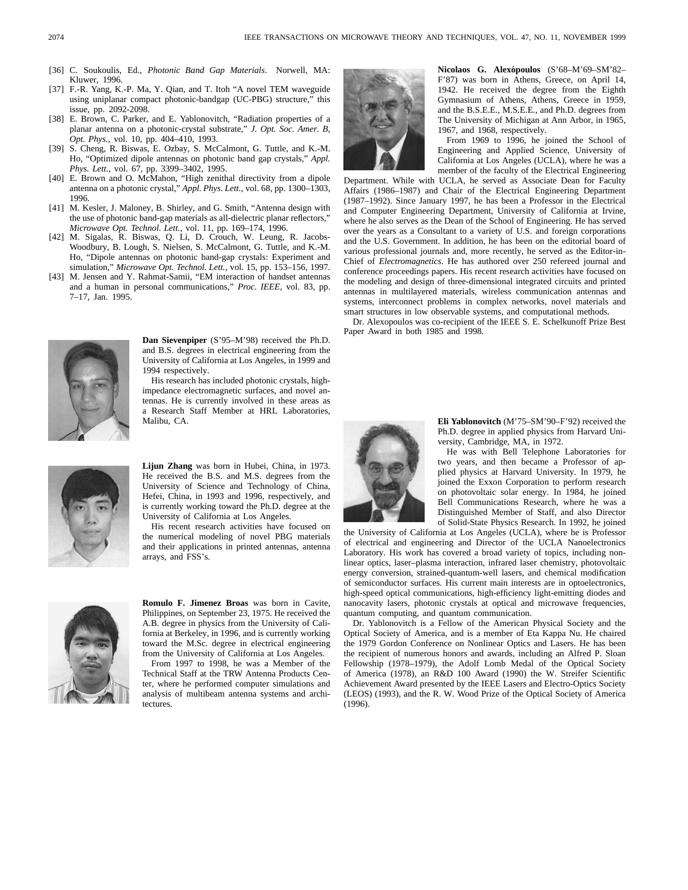[36] C. Soukoulis, Ed., *Photonic Band Gap Materials*. Norwell, MA: Kluwer, 1996.

[37] F.-R. Yang, K.-P. Ma, Y. Qian, and T. Itoh "A novel TEM waveguide using uniplanar compact photonic-bandgap (UC-PBG) structure," this issue, pp. 2092-2098.

[38] E. Brown, C. Parker, and E. Yablonovitch, "Radiation properties of a planar antenna on a photonic-crystal substrate," *J. Opt. Soc. Amer. B, Opt. Phys.*, vol. 10, pp. 404–410, 1993.

[39] S. Cheng, R. Biswas, E. Ozbay, S. McCalmont, G. Tuttle, and K.-M. Ho, "Optimized dipole antennas on photonic band gap crystals," *Appl. Phys. Lett.*, vol. 67, pp. 3399–3402, 1995.

[40] E. Brown and O. McMahon, "High zenithal directivity from a dipole antenna on a photonic crystal," *Appl. Phys. Lett.*, vol. 68, pp. 1300–1303, 1996.

[41] M. Kesler, J. Maloney, B. Shirley, and G. Smith, "Antenna design with the use of photonic band-gap materials as all-dielectric planar reflectors," *Microwave Opt. Technol. Lett.*, vol. 11, pp. 169–174, 1996.

[42] M. Sigalas, R. Biswas, Q. Li, D. Crouch, W. Leung, R. Jacobs-Woodbury, B. Lough, S. Nielsen, S. McCalmont, G. Tuttle, and K.-M. Ho, "Dipole antennas on photonic band-gap crystals: Experiment and simulation," *Microwave Opt. Technol. Lett.*, vol. 15, pp. 153–156, 1997.

[43] M. Jensen and Y. Rahmat-Samii, "EM interaction of handset antennas and a human in personal communications," *Proc. IEEE*, vol. 83, pp. 7–17, Jan. 1995.

**Dan Sievenpiper** (S'95–M'98) received the Ph.D. and B.S. degrees in electrical engineering from the University of California at Los Angeles, in 1999 and 1994 respectively.

His research has included photonic crystals, high-impedance electromagnetic surfaces, and novel antennas. He is currently involved in these areas as a Research Staff Member at HRL Laboratories, Malibu, CA.

**Lijun Zhang** was born in Hubei, China, in 1973. He received the B.S. and M.S. degrees from the University of Science and Technology of China, Hefei, China, in 1993 and 1996, respectively, and is currently working toward the Ph.D. degree at the University of California at Los Angeles.

His recent research activities have focused on the numerical modeling of novel PBG materials and their applications in printed antennas, antenna arrays, and FSS's.

**Romulo F. Jimenez Broas** was born in Cavite, Philippines, on September 23, 1975. He received the A.B. degree in physics from the University of California at Berkeley, in 1996, and is currently working toward the M.Sc. degree in electrical engineering from the University of California at Los Angeles.

From 1997 to 1998, he was a Member of the Technical Staff at the TRW Antenna Products Center, where he performed computer simulations and analysis of multibeam antenna systems and architectures.

**Nicolaos G. Alexópoulos** (S'68–M'69–SM'82–F'87) was born in Athens, Greece, on April 14, 1942. He received the degree from the Eighth Gymnasium of Athens, Athens, Greece in 1959, and the B.S.E.E., M.S.E.E., and Ph.D. degrees from The University of Michigan at Ann Arbor, in 1965, 1967, and 1968, respectively.

From 1969 to 1996, he joined the School of Engineering and Applied Science, University of California at Los Angeles (UCLA), where he was a member of the faculty of the Electrical Engineering Department. While with UCLA, he served as Associate Dean for Faculty Affairs (1986–1987) and Chair of the Electrical Engineering Department (1987–1992). Since January 1997, he has been a Professor in the Electrical and Computer Engineering Department, University of California at Irvine, where he also serves as the Dean of the School of Engineering. He has served over the years as a Consultant to a variety of U.S. and foreign corporations and the U.S. Government. In addition, he has been on the editorial board of various professional journals and, more recently, he served as the Editor-in-Chief of *Electromagnetics*. He has authored over 250 refereed journal and conference proceedings papers. His recent research activities have focused on the modeling and design of three-dimensional integrated circuits and printed antennas in multilayered materials, wireless communication antennas and systems, interconnect problems in complex networks, novel materials and smart structures in low observable systems, and computational methods.

Dr. Alexopoulos was co-recipient of the IEEE S. E. Schelkunoff Prize Best Paper Award in both 1985 and 1998.

**Eli Yablonovitch** (M'75–SM'90–F'92) received the Ph.D. degree in applied physics from Harvard University, Cambridge, MA, in 1972.

He was with Bell Telephone Laboratories for two years, and then became a Professor of applied physics at Harvard University. In 1979, he joined the Exxon Corporation to perform research on photovoltaic solar energy. In 1984, he joined Bell Communications Research, where he was a Distinguished Member of Staff, and also Director of Solid-State Physics Research. In 1992, he joined the University of California at Los Angeles (UCLA), where he is Professor of electrical and engineering and Director of the UCLA Nanoelectronics Laboratory. His work has covered a broad variety of topics, including nonlinear optics, laser–plasma interaction, infrared laser chemistry, photovoltaic energy conversion, strained-quantum-well lasers, and chemical modification of semiconductor surfaces. His current main interests are in optoelectronics, high-speed optical communications, high-efficiency light-emitting diodes and nanocavity lasers, photonic crystals at optical and microwave frequencies, quantum computing, and quantum communication.

Dr. Yablonovitch is a Fellow of the American Physical Society and the Optical Society of America, and is a member of Eta Kappa Nu. He chaired the 1979 Gordon Conference on Nonlinear Optics and Lasers. He has been the recipient of numerous honors and awards, including an Alfred P. Sloan Fellowship (1978–1979), the Adolf Lomb Medal of the Optical Society of America (1978), an R&D 100 Award (1990) the W. Streifer Scientific Achievement Award presented by the IEEE Lasers and Electro-Optics Society (LEOS) (1993), and the R. W. Wood Prize of the Optical Society of America (1996).